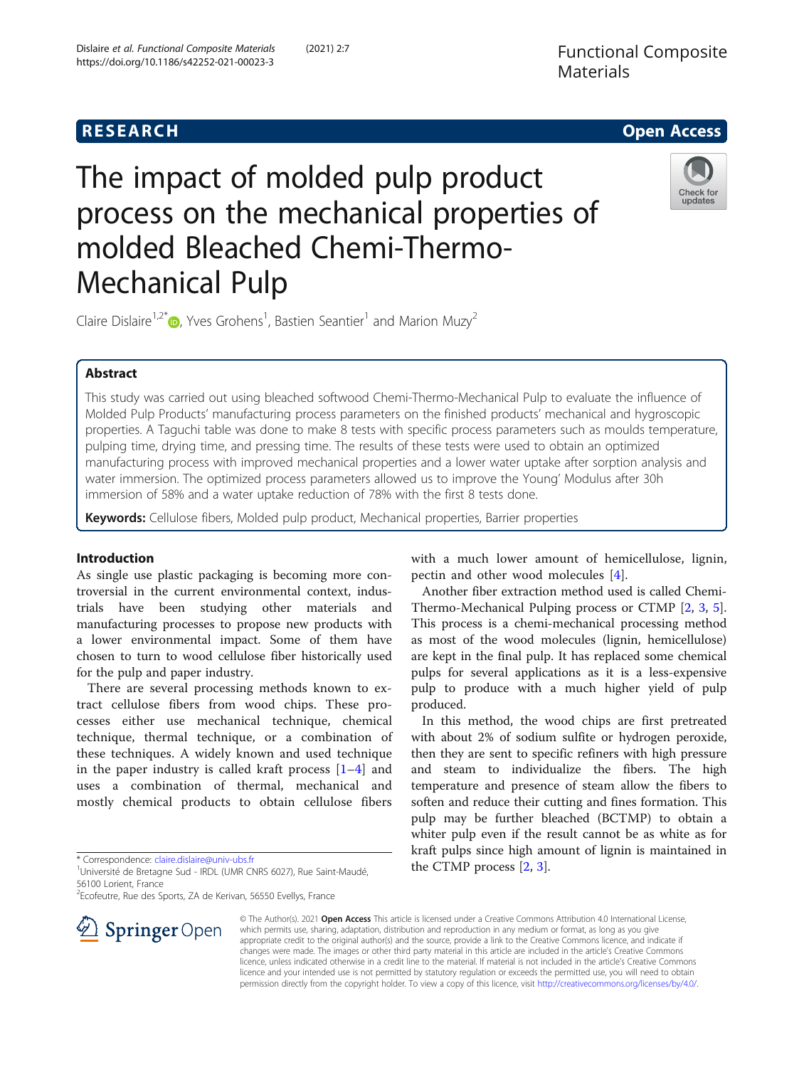# The impact of molded pulp product process on the mechanical properties of molded Bleached Chemi-Thermo-Mechanical Pulp

Claire Dislaire[1,2*], Yves Grohens[1], Bastien Seantier[1] and Marion Muzy[2]

## Abstract

This study was carried out using bleached softwood Chemi-Thermo-Mechanical Pulp to evaluate the influence of Molded Pulp Products' manufacturing process parameters on the finished products' mechanical and hygroscopic properties. A Taguchi table was done to make 8 tests with specific process parameters such as moulds temperature, pulping time, drying time, and pressing time. The results of these tests were used to obtain an optimized manufacturing process with improved mechanical properties and a lower water uptake after sorption analysis and water immersion. The optimized process parameters allowed us to improve the Young' Modulus after 30h immersion of 58% and a water uptake reduction of 78% with the first 8 tests done.

**Keywords:** Cellulose fibers, Molded pulp product, Mechanical properties, Barrier properties

## Introduction

As single use plastic packaging is becoming more controversial in the current environmental context, industrials have been studying other materials and manufacturing processes to propose new products with a lower environmental impact. Some of them have chosen to turn to wood cellulose fiber historically used for the pulp and paper industry.

There are several processing methods known to extract cellulose fibers from wood chips. These processes either use mechanical technique, chemical technique, thermal technique, or a combination of these techniques. A widely known and used technique in the paper industry is called kraft process [1–4] and uses a combination of thermal, mechanical and mostly chemical products to obtain cellulose fibers with a much lower amount of hemicellulose, lignin, pectin and other wood molecules [4].

Another fiber extraction method used is called Chemi-Thermo-Mechanical Pulping process or CTMP [2, 3, 5]. This process is a chemi-mechanical processing method as most of the wood molecules (lignin, hemicellulose) are kept in the final pulp. It has replaced some chemical pulps for several applications as it is a less-expensive pulp to produce with a much higher yield of pulp produced.

In this method, the wood chips are first pretreated with about 2% of sodium sulfite or hydrogen peroxide, then they are sent to specific refiners with high pressure and steam to individualize the fibers. The high temperature and presence of steam allow the fibers to soften and reduce their cutting and fines formation. This pulp may be further bleached (BCTMP) to obtain a whiter pulp even if the result cannot be as white as for kraft pulps since high amount of lignin is maintained in the CTMP process [2, 3].

\* Correspondence: claire.dislaire@univ-ubs.fr
[1]Université de Bretagne Sud - IRDL (UMR CNRS 6027), Rue Saint-Maudé, 56100 Lorient, France
[2]Ecofeutre, Rue des Sports, ZA de Kerivan, 56550 Evellys, France

© The Author(s). 2021 **Open Access** This article is licensed under a Creative Commons Attribution 4.0 International License, which permits use, sharing, adaptation, distribution and reproduction in any medium or format, as long as you give appropriate credit to the original author(s) and the source, provide a link to the Creative Commons licence, and indicate if changes were made. The images or other third party material in this article are included in the article's Creative Commons licence, unless indicated otherwise in a credit line to the material. If material is not included in the article's Creative Commons licence and your intended use is not permitted by statutory regulation or exceeds the permitted use, you will need to obtain permission directly from the copyright holder. To view a copy of this licence, visit http://creativecommons.org/licenses/by/4.0/.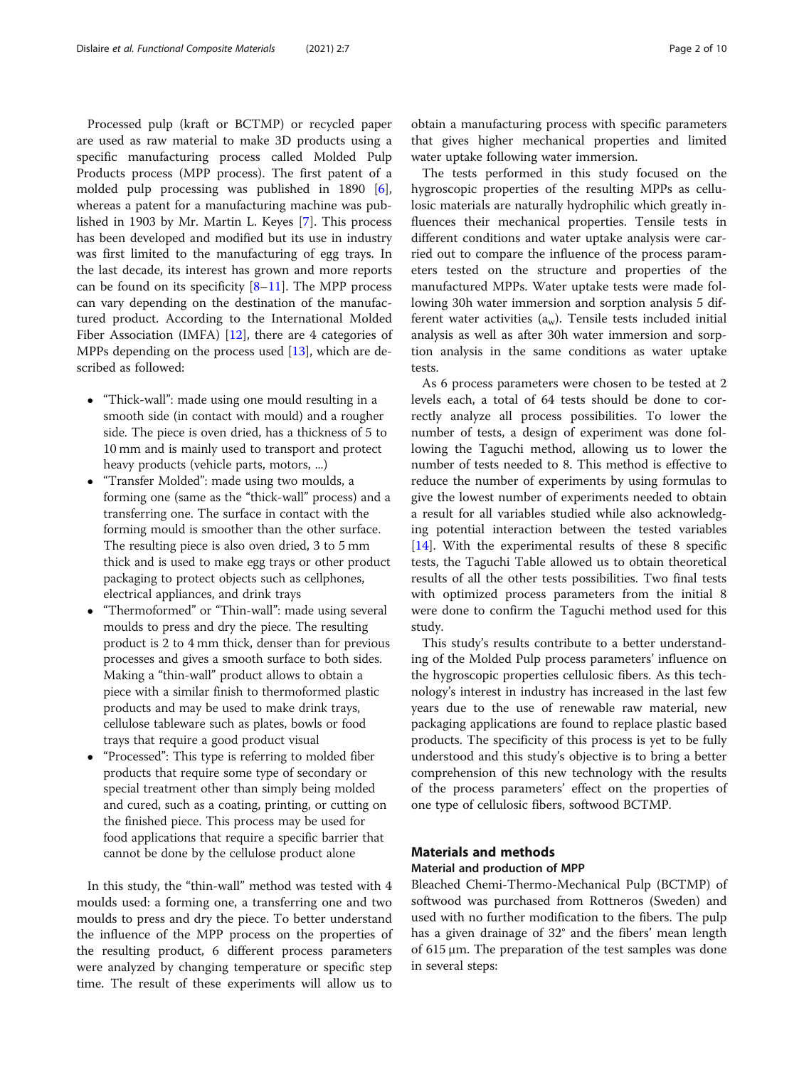Processed pulp (kraft or BCTMP) or recycled paper are used as raw material to make 3D products using a specific manufacturing process called Molded Pulp Products process (MPP process). The first patent of a molded pulp processing was published in 1890 [6], whereas a patent for a manufacturing machine was published in 1903 by Mr. Martin L. Keyes [7]. This process has been developed and modified but its use in industry was first limited to the manufacturing of egg trays. In the last decade, its interest has grown and more reports can be found on its specificity [8–11]. The MPP process can vary depending on the destination of the manufactured product. According to the International Molded Fiber Association (IMFA) [12], there are 4 categories of MPPs depending on the process used [13], which are described as followed:

- "Thick-wall": made using one mould resulting in a smooth side (in contact with mould) and a rougher side. The piece is oven dried, has a thickness of 5 to 10 mm and is mainly used to transport and protect heavy products (vehicle parts, motors, ...)
- "Transfer Molded": made using two moulds, a forming one (same as the "thick-wall" process) and a transferring one. The surface in contact with the forming mould is smoother than the other surface. The resulting piece is also oven dried, 3 to 5 mm thick and is used to make egg trays or other product packaging to protect objects such as cellphones, electrical appliances, and drink trays
- "Thermoformed" or "Thin-wall": made using several moulds to press and dry the piece. The resulting product is 2 to 4 mm thick, denser than for previous processes and gives a smooth surface to both sides. Making a "thin-wall" product allows to obtain a piece with a similar finish to thermoformed plastic products and may be used to make drink trays, cellulose tableware such as plates, bowls or food trays that require a good product visual
- "Processed": This type is referring to molded fiber products that require some type of secondary or special treatment other than simply being molded and cured, such as a coating, printing, or cutting on the finished piece. This process may be used for food applications that require a specific barrier that cannot be done by the cellulose product alone

In this study, the "thin-wall" method was tested with 4 moulds used: a forming one, a transferring one and two moulds to press and dry the piece. To better understand the influence of the MPP process on the properties of the resulting product, 6 different process parameters were analyzed by changing temperature or specific step time. The result of these experiments will allow us to obtain a manufacturing process with specific parameters that gives higher mechanical properties and limited water uptake following water immersion.

The tests performed in this study focused on the hygroscopic properties of the resulting MPPs as cellulosic materials are naturally hydrophilic which greatly influences their mechanical properties. Tensile tests in different conditions and water uptake analysis were carried out to compare the influence of the process parameters tested on the structure and properties of the manufactured MPPs. Water uptake tests were made following 30h water immersion and sorption analysis 5 different water activities ($a_w$). Tensile tests included initial analysis as well as after 30h water immersion and sorption analysis in the same conditions as water uptake tests.

As 6 process parameters were chosen to be tested at 2 levels each, a total of 64 tests should be done to correctly analyze all process possibilities. To lower the number of tests, a design of experiment was done following the Taguchi method, allowing us to lower the number of tests needed to 8. This method is effective to reduce the number of experiments by using formulas to give the lowest number of experiments needed to obtain a result for all variables studied while also acknowledging potential interaction between the tested variables [14]. With the experimental results of these 8 specific tests, the Taguchi Table allowed us to obtain theoretical results of all the other tests possibilities. Two final tests with optimized process parameters from the initial 8 were done to confirm the Taguchi method used for this study.

This study's results contribute to a better understanding of the Molded Pulp process parameters' influence on the hygroscopic properties cellulosic fibers. As this technology's interest in industry has increased in the last few years due to the use of renewable raw material, new packaging applications are found to replace plastic based products. The specificity of this process is yet to be fully understood and this study's objective is to bring a better comprehension of this new technology with the results of the process parameters' effect on the properties of one type of cellulosic fibers, softwood BCTMP.

## Materials and methods

### Material and production of MPP

Bleached Chemi-Thermo-Mechanical Pulp (BCTMP) of softwood was purchased from Rottneros (Sweden) and used with no further modification to the fibers. The pulp has a given drainage of 32° and the fibers' mean length of 615 μm. The preparation of the test samples was done in several steps: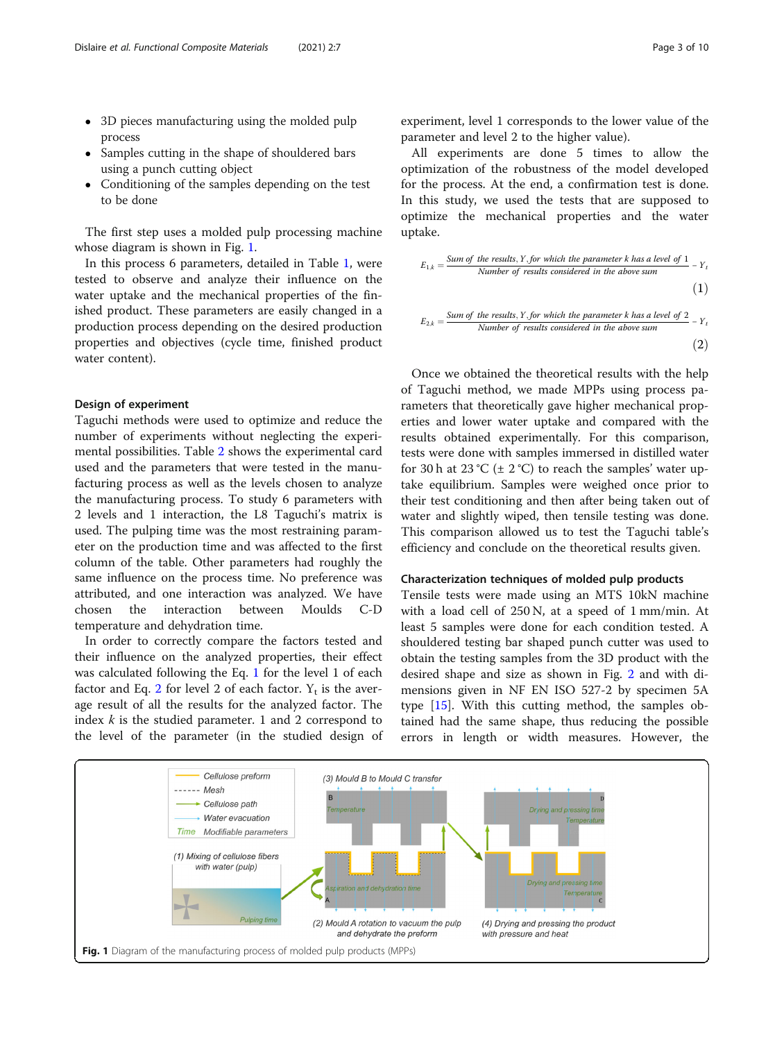- 3D pieces manufacturing using the molded pulp process
- Samples cutting in the shape of shouldered bars using a punch cutting object
- Conditioning of the samples depending on the test to be done

The first step uses a molded pulp processing machine whose diagram is shown in Fig. 1.

In this process 6 parameters, detailed in Table 1, were tested to observe and analyze their influence on the water uptake and the mechanical properties of the finished product. These parameters are easily changed in a production process depending on the desired production properties and objectives (cycle time, finished product water content).

### Design of experiment

Taguchi methods were used to optimize and reduce the number of experiments without neglecting the experimental possibilities. Table 2 shows the experimental card used and the parameters that were tested in the manufacturing process as well as the levels chosen to analyze the manufacturing process. To study 6 parameters with 2 levels and 1 interaction, the L8 Taguchi's matrix is used. The pulping time was the most restraining parameter on the production time and was affected to the first column of the table. Other parameters had roughly the same influence on the process time. No preference was attributed, and one interaction was analyzed. We have chosen the interaction between Moulds C-D temperature and dehydration time.

In order to correctly compare the factors tested and their influence on the analyzed properties, their effect was calculated following the Eq. 1 for the level 1 of each factor and Eq. 2 for level 2 of each factor. $Y_t$ is the average result of all the results for the analyzed factor. The index $k$ is the studied parameter. 1 and 2 correspond to the level of the parameter (in the studied design of experiment, level 1 corresponds to the lower value of the parameter and level 2 to the higher value).

All experiments are done 5 times to allow the optimization of the robustness of the model developed for the process. At the end, a confirmation test is done. In this study, we used the tests that are supposed to optimize the mechanical properties and the water uptake.

$$E_{1,k} = \frac{\text{Sum of the results}, Y, \text{for which the parameter } k \text{ has a level of } 1}{\text{Number of results considered in the above sum}} - Y_t \tag{1}$$

$$E_{2,k} = \frac{\text{Sum of the results}, Y, \text{for which the parameter } k \text{ has a level of } 2}{\text{Number of results considered in the above sum}} - Y_t \tag{2}$$

Once we obtained the theoretical results with the help of Taguchi method, we made MPPs using process parameters that theoretically gave higher mechanical properties and lower water uptake and compared with the results obtained experimentally. For this comparison, tests were done with samples immersed in distilled water for 30 h at 23 °C (± 2 °C) to reach the samples' water uptake equilibrium. Samples were weighed once prior to their test conditioning and then after being taken out of water and slightly wiped, then tensile testing was done. This comparison allowed us to test the Taguchi table's efficiency and conclude on the theoretical results given.

### Characterization techniques of molded pulp products

Tensile tests were made using an MTS 10kN machine with a load cell of 250 N, at a speed of 1 mm/min. At least 5 samples were done for each condition tested. A shouldered testing bar shaped punch cutter was used to obtain the testing samples from the 3D product with the desired shape and size as shown in Fig. 2 and with dimensions given in NF EN ISO 527-2 by specimen 5A type [15]. With this cutting method, the samples obtained had the same shape, thus reducing the possible errors in length or width measures. However, the

**Fig. 1** Diagram of the manufacturing process of molded pulp products (MPPs)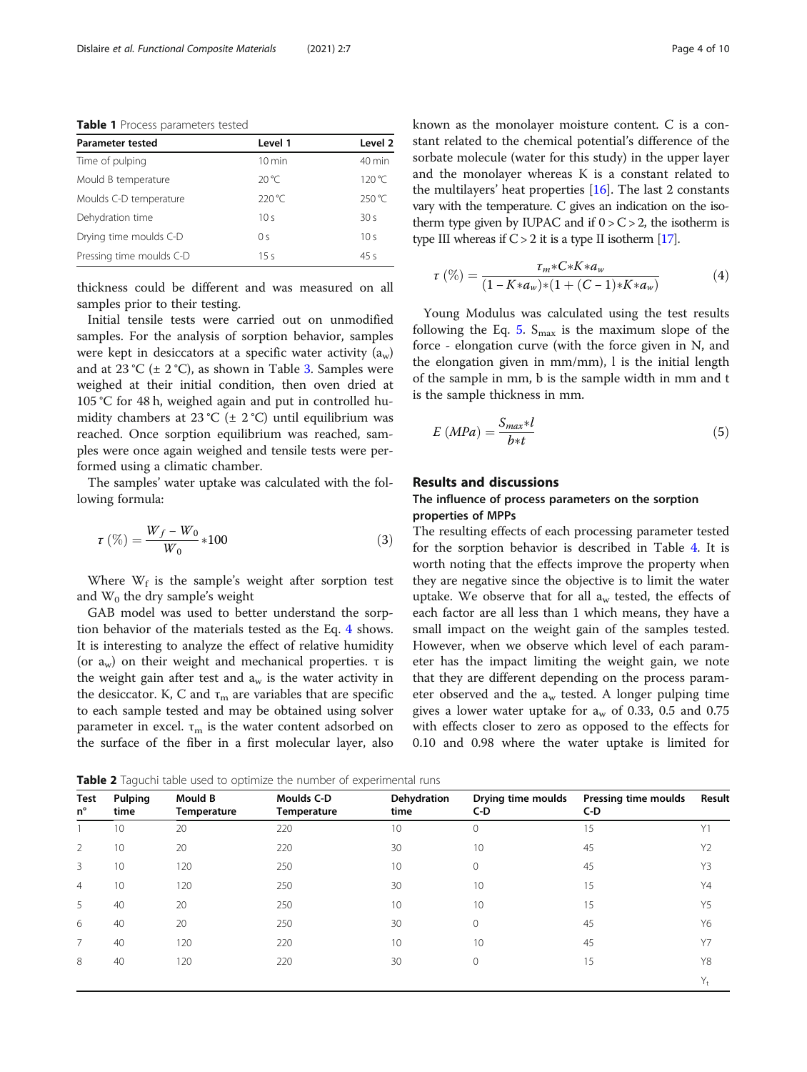**Table 1** Process parameters tested

| Parameter tested | Level 1 | Level 2 |
| --- | --- | --- |
| Time of pulping | 10 min | 40 min |
| Mould B temperature | 20 °C | 120 °C |
| Moulds C-D temperature | 220 °C | 250 °C |
| Dehydration time | 10 s | 30 s |
| Drying time moulds C-D | 0 s | 10 s |
| Pressing time moulds C-D | 15 s | 45 s |

thickness could be different and was measured on all samples prior to their testing.

Initial tensile tests were carried out on unmodified samples. For the analysis of sorption behavior, samples were kept in desiccators at a specific water activity ($a_w$) and at 23 °C (± 2 °C), as shown in Table 3. Samples were weighed at their initial condition, then oven dried at 105 °C for 48 h, weighed again and put in controlled humidity chambers at 23 °C (± 2 °C) until equilibrium was reached. Once sorption equilibrium was reached, samples were once again weighed and tensile tests were performed using a climatic chamber.

The samples' water uptake was calculated with the following formula:

$$\tau\ (\%) = \frac{W_f - W_0}{W_0} * 100 \tag{3}$$

Where $W_f$ is the sample's weight after sorption test and $W_0$ the dry sample's weight

GAB model was used to better understand the sorption behavior of the materials tested as the Eq. 4 shows. It is interesting to analyze the effect of relative humidity (or $a_w$) on their weight and mechanical properties. τ is the weight gain after test and $a_w$ is the water activity in the desiccator. K, C and $\tau_m$ are variables that are specific to each sample tested and may be obtained using solver parameter in excel. $\tau_m$ is the water content adsorbed on the surface of the fiber in a first molecular layer, also known as the monolayer moisture content. C is a constant related to the chemical potential's difference of the sorbate molecule (water for this study) in the upper layer and the monolayer whereas K is a constant related to the multilayers' heat properties [16]. The last 2 constants vary with the temperature. C gives an indication on the isotherm type given by IUPAC and if $0 > C > 2$, the isotherm is type III whereas if $C > 2$ it is a type II isotherm [17].

$$\tau\ (\%) = \frac{\tau_m * C * K * a_w}{(1 - K * a_w) * (1 + (C - 1) * K * a_w)} \tag{4}$$

Young Modulus was calculated using the test results following the Eq. 5. $S_{max}$ is the maximum slope of the force - elongation curve (with the force given in N, and the elongation given in mm/mm), l is the initial length of the sample in mm, b is the sample width in mm and t is the sample thickness in mm.

$$E\ (MPa) = \frac{S_{max} * l}{b * t} \tag{5}$$

## Results and discussions

### The influence of process parameters on the sorption properties of MPPs

The resulting effects of each processing parameter tested for the sorption behavior is described in Table 4. It is worth noting that the effects improve the property when they are negative since the objective is to limit the water uptake. We observe that for all $a_w$ tested, the effects of each factor are all less than 1 which means, they have a small impact on the weight gain of the samples tested. However, when we observe which level of each parameter has the impact limiting the weight gain, we note that they are different depending on the process parameter observed and the $a_w$ tested. A longer pulping time gives a lower water uptake for $a_w$ of 0.33, 0.5 and 0.75 with effects closer to zero as opposed to the effects for 0.10 and 0.98 where the water uptake is limited for

**Table 2** Taguchi table used to optimize the number of experimental runs

| Test n° | Pulping time | Mould B Temperature | Moulds C-D Temperature | Dehydration time | Drying time moulds C-D | Pressing time moulds C-D | Result |
| --- | --- | --- | --- | --- | --- | --- | --- |
| 1 | 10 | 20 | 220 | 10 | 0 | 15 | Y1 |
| 2 | 10 | 20 | 220 | 30 | 10 | 45 | Y2 |
| 3 | 10 | 120 | 250 | 10 | 0 | 45 | Y3 |
| 4 | 10 | 120 | 250 | 30 | 10 | 15 | Y4 |
| 5 | 40 | 20 | 250 | 10 | 10 | 15 | Y5 |
| 6 | 40 | 20 | 250 | 30 | 0 | 45 | Y6 |
| 7 | 40 | 120 | 220 | 10 | 10 | 45 | Y7 |
| 8 | 40 | 120 | 220 | 30 | 0 | 15 | Y8 |
| | | | | | | | $Y_t$ |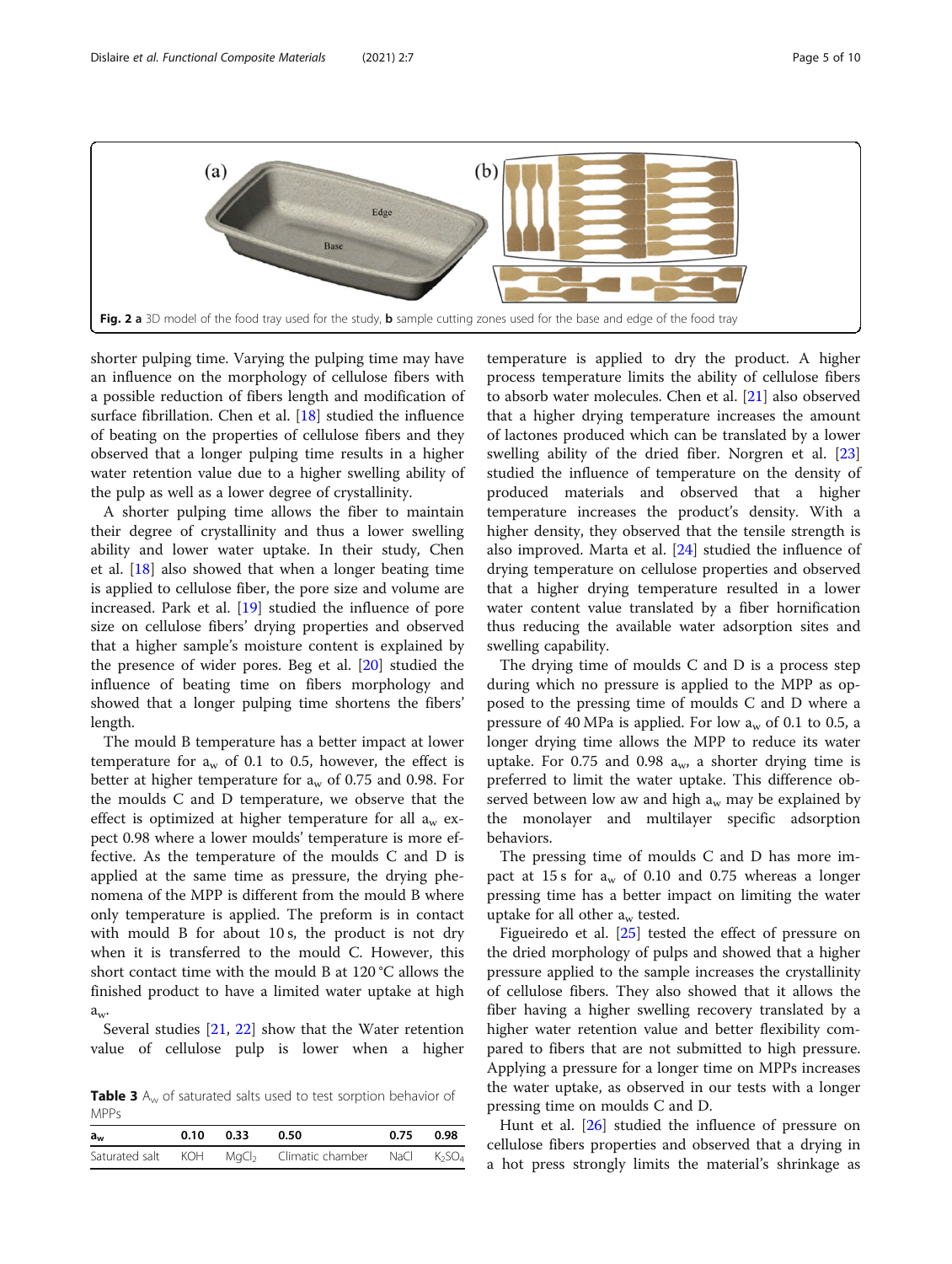**Fig. 2 a** 3D model of the food tray used for the study, **b** sample cutting zones used for the base and edge of the food tray

shorter pulping time. Varying the pulping time may have an influence on the morphology of cellulose fibers with a possible reduction of fibers length and modification of surface fibrillation. Chen et al. [18] studied the influence of beating on the properties of cellulose fibers and they observed that a longer pulping time results in a higher water retention value due to a higher swelling ability of the pulp as well as a lower degree of crystallinity.

A shorter pulping time allows the fiber to maintain their degree of crystallinity and thus a lower swelling ability and lower water uptake. In their study, Chen et al. [18] also showed that when a longer beating time is applied to cellulose fiber, the pore size and volume are increased. Park et al. [19] studied the influence of pore size on cellulose fibers' drying properties and observed that a higher sample's moisture content is explained by the presence of wider pores. Beg et al. [20] studied the influence of beating time on fibers morphology and showed that a longer pulping time shortens the fibers' length.

The mould B temperature has a better impact at lower temperature for $a_w$ of 0.1 to 0.5, however, the effect is better at higher temperature for $a_w$ of 0.75 and 0.98. For the moulds C and D temperature, we observe that the effect is optimized at higher temperature for all $a_w$ expect 0.98 where a lower moulds' temperature is more effective. As the temperature of the moulds C and D is applied at the same time as pressure, the drying phenomena of the MPP is different from the mould B where only temperature is applied. The preform is in contact with mould B for about 10 s, the product is not dry when it is transferred to the mould C. However, this short contact time with the mould B at 120 °C allows the finished product to have a limited water uptake at high $a_w$.

Several studies [21, 22] show that the Water retention value of cellulose pulp is lower when a higher temperature is applied to dry the product. A higher process temperature limits the ability of cellulose fibers to absorb water molecules. Chen et al. [21] also observed that a higher drying temperature increases the amount of lactones produced which can be translated by a lower swelling ability of the dried fiber. Norgren et al. [23] studied the influence of temperature on the density of produced materials and observed that a higher temperature increases the product's density. With a higher density, they observed that the tensile strength is also improved. Marta et al. [24] studied the influence of drying temperature on cellulose properties and observed that a higher drying temperature resulted in a lower water content value translated by a fiber hornification thus reducing the available water adsorption sites and swelling capability.

The drying time of moulds C and D is a process step during which no pressure is applied to the MPP as opposed to the pressing time of moulds C and D where a pressure of 40 MPa is applied. For low $a_w$ of 0.1 to 0.5, a longer drying time allows the MPP to reduce its water uptake. For 0.75 and 0.98 $a_w$, a shorter drying time is preferred to limit the water uptake. This difference observed between low aw and high $a_w$ may be explained by the monolayer and multilayer specific adsorption behaviors.

The pressing time of moulds C and D has more impact at 15 s for $a_w$ of 0.10 and 0.75 whereas a longer pressing time has a better impact on limiting the water uptake for all other $a_w$ tested.

Figueiredo et al. [25] tested the effect of pressure on the dried morphology of pulps and showed that a higher pressure applied to the sample increases the crystallinity of cellulose fibers. They also showed that it allows the fiber having a higher swelling recovery translated by a higher water retention value and better flexibility compared to fibers that are not submitted to high pressure. Applying a pressure for a longer time on MPPs increases the water uptake, as observed in our tests with a longer pressing time on moulds C and D.

Hunt et al. [26] studied the influence of pressure on cellulose fibers properties and observed that a drying in a hot press strongly limits the material's shrinkage as

**Table 3** $A_w$ of saturated salts used to test sorption behavior of MPPs

| $a_w$ | 0.10 | 0.33 | 0.50 | 0.75 | 0.98 |
|---|---|---|---|---|---|
| Saturated salt | KOH | $MgCl_2$ | Climatic chamber | NaCl | $K_2SO_4$ |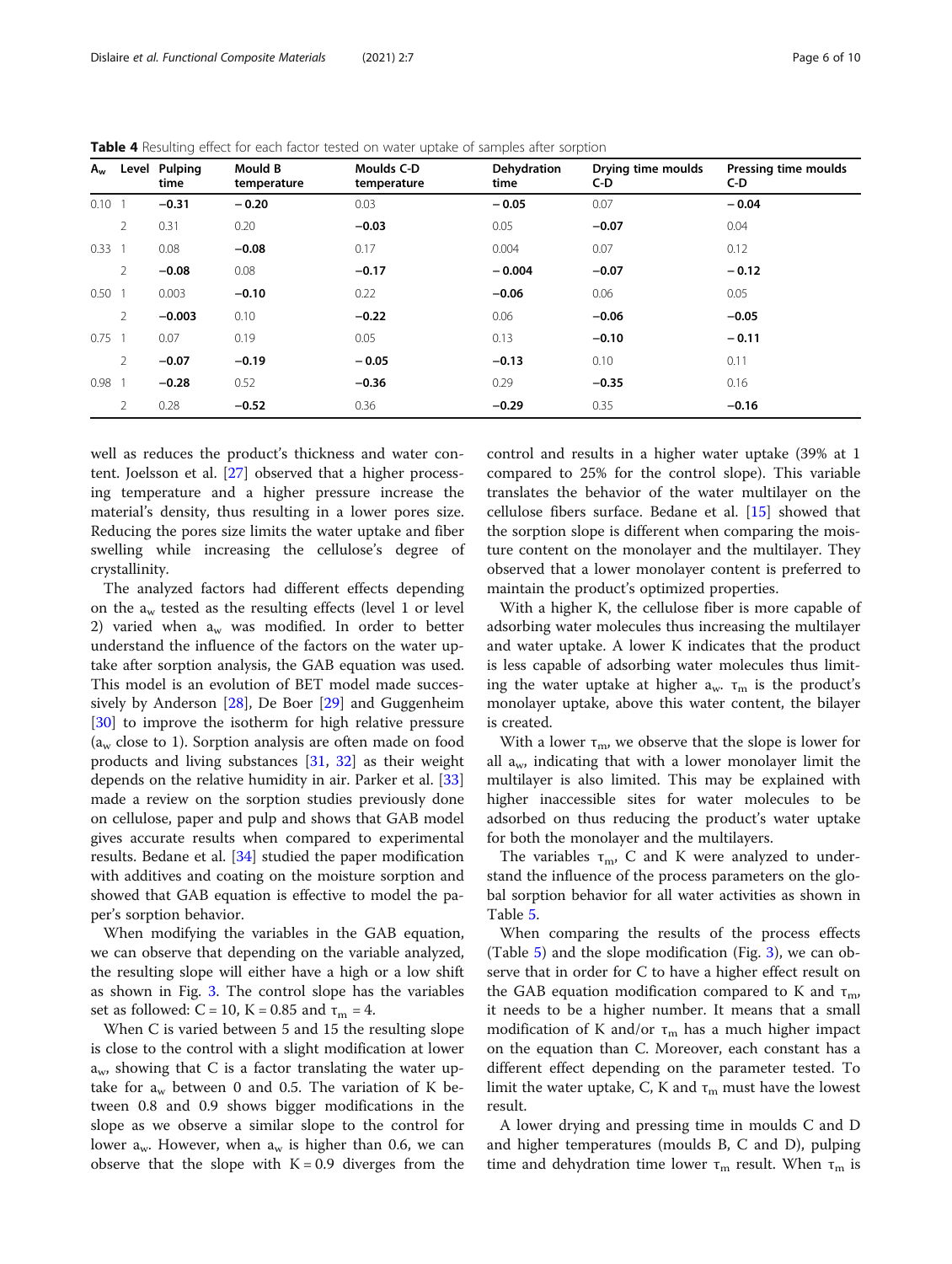**Table 4** Resulting effect for each factor tested on water uptake of samples after sorption

| $A_w$ | Level | Pulping time | Mould B temperature | Moulds C-D temperature | Dehydration time | Drying time moulds C-D | Pressing time moulds C-D |
|---|---|---|---|---|---|---|---|
| 0.10 | 1 | **−0.31** | **− 0.20** | 0.03 | **− 0.05** | 0.07 | **− 0.04** |
| | 2 | 0.31 | 0.20 | **−0.03** | 0.05 | **−0.07** | 0.04 |
| 0.33 | 1 | 0.08 | **−0.08** | 0.17 | 0.004 | 0.07 | 0.12 |
| | 2 | **−0.08** | 0.08 | **−0.17** | **− 0.004** | **−0.07** | **− 0.12** |
| 0.50 | 1 | 0.003 | **−0.10** | 0.22 | **−0.06** | 0.06 | 0.05 |
| | 2 | **−0.003** | 0.10 | **−0.22** | 0.06 | **−0.06** | **−0.05** |
| 0.75 | 1 | 0.07 | 0.19 | 0.05 | 0.13 | **−0.10** | **− 0.11** |
| | 2 | **−0.07** | **−0.19** | **− 0.05** | **−0.13** | 0.10 | 0.11 |
| 0.98 | 1 | **−0.28** | 0.52 | **−0.36** | 0.29 | **−0.35** | 0.16 |
| | 2 | 0.28 | **−0.52** | 0.36 | **−0.29** | 0.35 | **−0.16** |

well as reduces the product's thickness and water content. Joelsson et al. [27] observed that a higher processing temperature and a higher pressure increase the material's density, thus resulting in a lower pores size. Reducing the pores size limits the water uptake and fiber swelling while increasing the cellulose's degree of crystallinity.

The analyzed factors had different effects depending on the $a_w$ tested as the resulting effects (level 1 or level 2) varied when $a_w$ was modified. In order to better understand the influence of the factors on the water uptake after sorption analysis, the GAB equation was used. This model is an evolution of BET model made successively by Anderson [28], De Boer [29] and Guggenheim [30] to improve the isotherm for high relative pressure ($a_w$ close to 1). Sorption analysis are often made on food products and living substances [31, 32] as their weight depends on the relative humidity in air. Parker et al. [33] made a review on the sorption studies previously done on cellulose, paper and pulp and shows that GAB model gives accurate results when compared to experimental results. Bedane et al. [34] studied the paper modification with additives and coating on the moisture sorption and showed that GAB equation is effective to model the paper's sorption behavior.

When modifying the variables in the GAB equation, we can observe that depending on the variable analyzed, the resulting slope will either have a high or a low shift as shown in Fig. 3. The control slope has the variables set as followed: C = 10, K = 0.85 and $\tau_m$ = 4.

When C is varied between 5 and 15 the resulting slope is close to the control with a slight modification at lower $a_w$, showing that C is a factor translating the water uptake for $a_w$ between 0 and 0.5. The variation of K between 0.8 and 0.9 shows bigger modifications in the slope as we observe a similar slope to the control for lower $a_w$. However, when $a_w$ is higher than 0.6, we can observe that the slope with K = 0.9 diverges from the control and results in a higher water uptake (39% at 1 compared to 25% for the control slope). This variable translates the behavior of the water multilayer on the cellulose fibers surface. Bedane et al. [15] showed that the sorption slope is different when comparing the moisture content on the monolayer and the multilayer. They observed that a lower monolayer content is preferred to maintain the product's optimized properties.

With a higher K, the cellulose fiber is more capable of adsorbing water molecules thus increasing the multilayer and water uptake. A lower K indicates that the product is less capable of adsorbing water molecules thus limiting the water uptake at higher $a_w$. $\tau_m$ is the product's monolayer uptake, above this water content, the bilayer is created.

With a lower $\tau_m$, we observe that the slope is lower for all $a_w$, indicating that with a lower monolayer limit the multilayer is also limited. This may be explained with higher inaccessible sites for water molecules to be adsorbed on thus reducing the product's water uptake for both the monolayer and the multilayers.

The variables $\tau_m$, C and K were analyzed to understand the influence of the process parameters on the global sorption behavior for all water activities as shown in Table 5.

When comparing the results of the process effects (Table 5) and the slope modification (Fig. 3), we can observe that in order for C to have a higher effect result on the GAB equation modification compared to K and $\tau_m$, it needs to be a higher number. It means that a small modification of K and/or $\tau_m$ has a much higher impact on the equation than C. Moreover, each constant has a different effect depending on the parameter tested. To limit the water uptake, C, K and $\tau_m$ must have the lowest result.

A lower drying and pressing time in moulds C and D and higher temperatures (moulds B, C and D), pulping time and dehydration time lower $\tau_m$ result. When $\tau_m$ is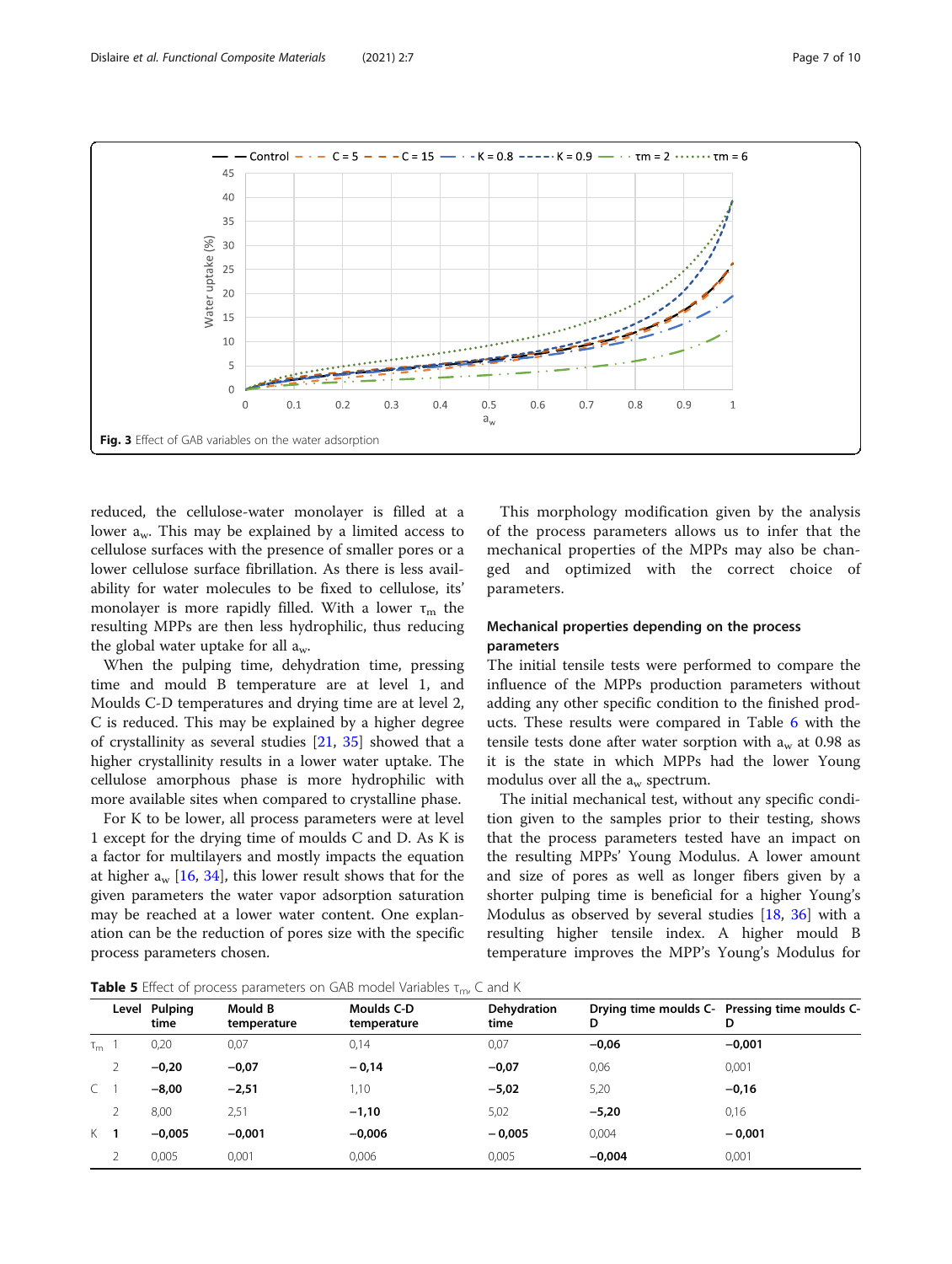Fig. 3 Effect of GAB variables on the water adsorption

reduced, the cellulose-water monolayer is filled at a lower $a_w$. This may be explained by a limited access to cellulose surfaces with the presence of smaller pores or a lower cellulose surface fibrillation. As there is less availability for water molecules to be fixed to cellulose, its' monolayer is more rapidly filled. With a lower $\tau_m$ the resulting MPPs are then less hydrophilic, thus reducing the global water uptake for all $a_w$.

When the pulping time, dehydration time, pressing time and mould B temperature are at level 1, and Moulds C-D temperatures and drying time are at level 2, C is reduced. This may be explained by a higher degree of crystallinity as several studies [21, 35] showed that a higher crystallinity results in a lower water uptake. The cellulose amorphous phase is more hydrophilic with more available sites when compared to crystalline phase.

For K to be lower, all process parameters were at level 1 except for the drying time of moulds C and D. As K is a factor for multilayers and mostly impacts the equation at higher $a_w$ [16, 34], this lower result shows that for the given parameters the water vapor adsorption saturation may be reached at a lower water content. One explanation can be the reduction of pores size with the specific process parameters chosen.

This morphology modification given by the analysis of the process parameters allows us to infer that the mechanical properties of the MPPs may also be changed and optimized with the correct choice of parameters.

### Mechanical properties depending on the process parameters

The initial tensile tests were performed to compare the influence of the MPPs production parameters without adding any other specific condition to the finished products. These results were compared in Table 6 with the tensile tests done after water sorption with $a_w$ at 0.98 as it is the state in which MPPs had the lower Young modulus over all the $a_w$ spectrum.

The initial mechanical test, without any specific condition given to the samples prior to their testing, shows that the process parameters tested have an impact on the resulting MPPs' Young Modulus. A lower amount and size of pores as well as longer fibers given by a shorter pulping time is beneficial for a higher Young's Modulus as observed by several studies [18, 36] with a resulting higher tensile index. A higher mould B temperature improves the MPP's Young's Modulus for

**Table 5** Effect of process parameters on GAB model Variables $\tau_m$, C and K

| | Level | Pulping time | Mould B temperature | Moulds C-D temperature | Dehydration time | Drying time moulds C-D | Pressing time moulds C-D |
|---|---|---|---|---|---|---|---|
| $\tau_m$ | 1 | 0,20 | 0,07 | 0,14 | 0,07 | **−0,06** | **−0,001** |
| | 2 | **−0,20** | **−0,07** | **− 0,14** | **−0,07** | 0,06 | 0,001 |
| C | 1 | **−8,00** | **−2,51** | 1,10 | **−5,02** | 5,20 | **−0,16** |
| | 2 | 8,00 | 2,51 | **−1,10** | 5,02 | **−5,20** | 0,16 |
| K | **1** | **−0,005** | **−0,001** | **−0,006** | **− 0,005** | 0,004 | **− 0,001** |
| | 2 | 0,005 | 0,001 | 0,006 | 0,005 | **−0,004** | 0,001 |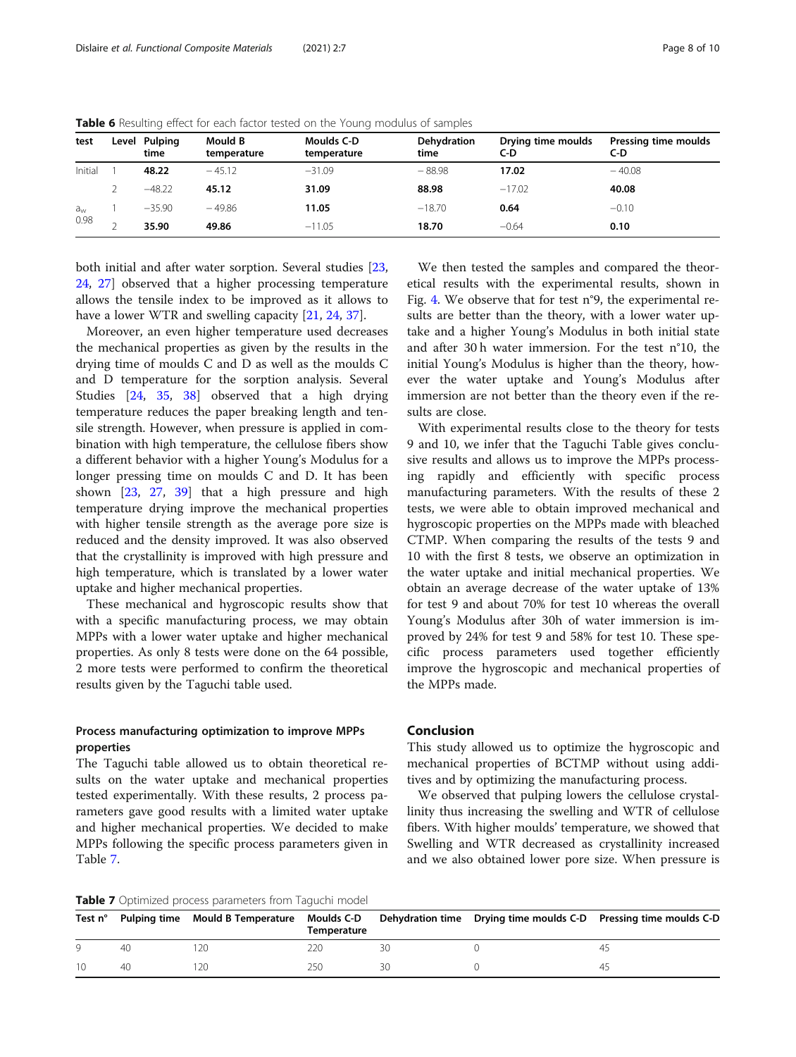**Table 6** Resulting effect for each factor tested on the Young modulus of samples

| test | Level | Pulping time | Mould B temperature | Moulds C-D temperature | Dehydration time | Drying time moulds C-D | Pressing time moulds C-D |
|---|---|---|---|---|---|---|---|
| Initial | 1 | **48.22** | − 45.12 | −31.09 | − 88.98 | **17.02** | − 40.08 |
| | 2 | −48.22 | **45.12** | **31.09** | **88.98** | −17.02 | **40.08** |
| $a_w$ 0.98 | 1 | −35.90 | − 49.86 | **11.05** | −18.70 | **0.64** | −0.10 |
| | 2 | **35.90** | **49.86** | −11.05 | **18.70** | −0.64 | **0.10** |

both initial and after water sorption. Several studies [23, 24, 27] observed that a higher processing temperature allows the tensile index to be improved as it allows to have a lower WTR and swelling capacity [21, 24, 37].

Moreover, an even higher temperature used decreases the mechanical properties as given by the results in the drying time of moulds C and D as well as the moulds C and D temperature for the sorption analysis. Several Studies [24, 35, 38] observed that a high drying temperature reduces the paper breaking length and tensile strength. However, when pressure is applied in combination with high temperature, the cellulose fibers show a different behavior with a higher Young's Modulus for a longer pressing time on moulds C and D. It has been shown [23, 27, 39] that a high pressure and high temperature drying improve the mechanical properties with higher tensile strength as the average pore size is reduced and the density improved. It was also observed that the crystallinity is improved with high pressure and high temperature, which is translated by a lower water uptake and higher mechanical properties.

These mechanical and hygroscopic results show that with a specific manufacturing process, we may obtain MPPs with a lower water uptake and higher mechanical properties. As only 8 tests were done on the 64 possible, 2 more tests were performed to confirm the theoretical results given by the Taguchi table used.

### Process manufacturing optimization to improve MPPs properties

The Taguchi table allowed us to obtain theoretical results on the water uptake and mechanical properties tested experimentally. With these results, 2 process parameters gave good results with a limited water uptake and higher mechanical properties. We decided to make MPPs following the specific process parameters given in Table 7.

We then tested the samples and compared the theoretical results with the experimental results, shown in Fig. 4. We observe that for test n°9, the experimental results are better than the theory, with a lower water uptake and a higher Young's Modulus in both initial state and after 30 h water immersion. For the test n°10, the initial Young's Modulus is higher than the theory, however the water uptake and Young's Modulus after immersion are not better than the theory even if the results are close.

With experimental results close to the theory for tests 9 and 10, we infer that the Taguchi Table gives conclusive results and allows us to improve the MPPs processing rapidly and efficiently with specific manufacturing parameters. With the results of these 2 tests, we were able to obtain improved mechanical and hygroscopic properties on the MPPs made with bleached CTMP. When comparing the results of the tests 9 and 10 with the first 8 tests, we observe an optimization in the water uptake and initial mechanical properties. We obtain an average decrease of the water uptake of 13% for test 9 and about 70% for test 10 whereas the overall Young's Modulus after 30h of water immersion is improved by 24% for test 9 and 58% for test 10. These specific process parameters used together efficiently improve the hygroscopic and mechanical properties of the MPPs made.

## Conclusion

This study allowed us to optimize the hygroscopic and mechanical properties of BCTMP without using additives and by optimizing the manufacturing process.

We observed that pulping lowers the cellulose crystallinity thus increasing the swelling and WTR of cellulose fibers. With higher moulds' temperature, we showed that Swelling and WTR decreased as crystallinity increased and we also obtained lower pore size. When pressure is

**Table 7** Optimized process parameters from Taguchi model

| Test n° | Pulping time | Mould B Temperature | Moulds C-D Temperature | Dehydration time | Drying time moulds C-D | Pressing time moulds C-D |
|---|---|---|---|---|---|---|
| 9 | 40 | 120 | 220 | 30 | 0 | 45 |
| 10 | 40 | 120 | 250 | 30 | 0 | 45 |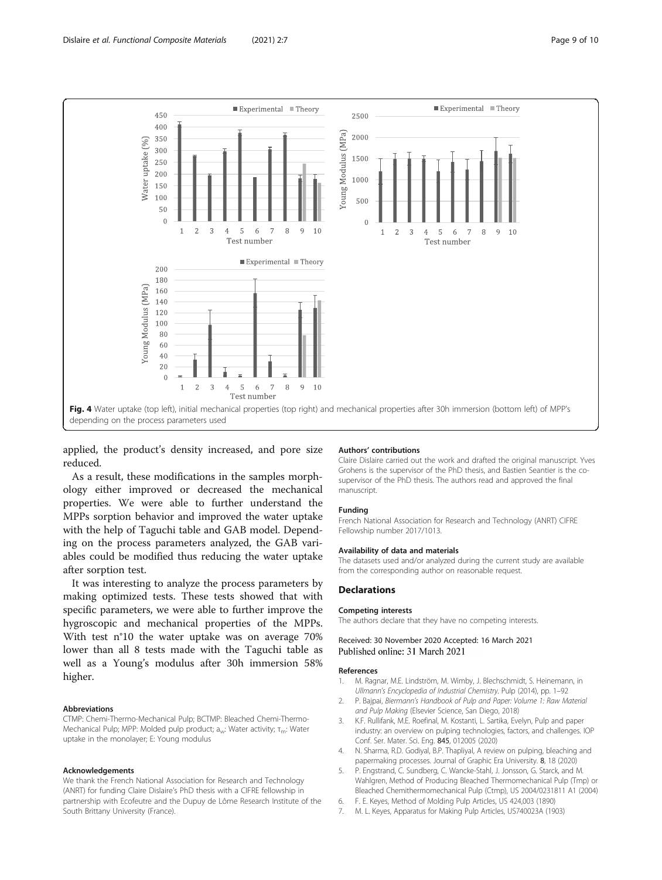Fig. 4 Water uptake (top left), initial mechanical properties (top right) and mechanical properties after 30h immersion (bottom left) of MPP's depending on the process parameters used

applied, the product's density increased, and pore size reduced.

As a result, these modifications in the samples morphology either improved or decreased the mechanical properties. We were able to further understand the MPPs sorption behavior and improved the water uptake with the help of Taguchi table and GAB model. Depending on the process parameters analyzed, the GAB variables could be modified thus reducing the water uptake after sorption test.

It was interesting to analyze the process parameters by making optimized tests. These tests showed that with specific parameters, we were able to further improve the hygroscopic and mechanical properties of the MPPs. With test n°10 the water uptake was on average 70% lower than all 8 tests made with the Taguchi table as well as a Young's modulus after 30h immersion 58% higher.

#### Abbreviations

CTMP: Chemi-Thermo-Mechanical Pulp; BCTMP: Bleached Chemi-Thermo-Mechanical Pulp; MPP: Molded pulp product; $a_w$: Water activity; $\tau_m$: Water uptake in the monolayer; E: Young modulus

#### Acknowledgements

We thank the French National Association for Research and Technology (ANRT) for funding Claire Dislaire's PhD thesis with a CIFRE fellowship in partnership with Ecofeutre and the Dupuy de Lôme Research Institute of the South Brittany University (France).

#### Authors' contributions

Claire Dislaire carried out the work and drafted the original manuscript. Yves Grohens is the supervisor of the PhD thesis, and Bastien Seantier is the co-supervisor of the PhD thesis. The authors read and approved the final manuscript.

#### Funding

French National Association for Research and Technology (ANRT) CIFRE Fellowship number 2017/1013.

#### Availability of data and materials

The datasets used and/or analyzed during the current study are available from the corresponding author on reasonable request.

## Declarations

#### Competing interests

The authors declare that they have no competing interests.

Received: 30 November 2020 Accepted: 16 March 2021
Published online: 31 March 2021

#### References

1. M. Ragnar, M.E. Lindström, M. Wimby, J. Blechschmidt, S. Heinemann, in *Ullmann's Encyclopedia of Industrial Chemistry*. Pulp (2014), pp. 1–92
2. P. Bajpai, *Biermann's Handbook of Pulp and Paper: Volume 1: Raw Material and Pulp Making* (Elsevier Science, San Diego, 2018)
3. K.F. Rullifank, M.E. Roefinal, M. Kostanti, L. Sartika, Evelyn, Pulp and paper industry: an overview on pulping technologies, factors, and challenges. IOP Conf. Ser. Mater. Sci. Eng. **845**, 012005 (2020)
4. N. Sharma, R.D. Godiyal, B.P. Thapliyal, A review on pulping, bleaching and papermaking processes. Journal of Graphic Era University. **8**, 18 (2020)
5. P. Engstrand, C. Sundberg, C. Wancke-Stahl, J. Jonsson, G. Starck, and M. Wahlgren, Method of Producing Bleached Thermomechanical Pulp (Tmp) or Bleached Chemithermomechanical Pulp (Ctmp), US 2004/0231811 A1 (2004)
6. F. E. Keyes, Method of Molding Pulp Articles, US 424,003 (1890)
7. M. L. Keyes, Apparatus for Making Pulp Articles, US740023A (1903)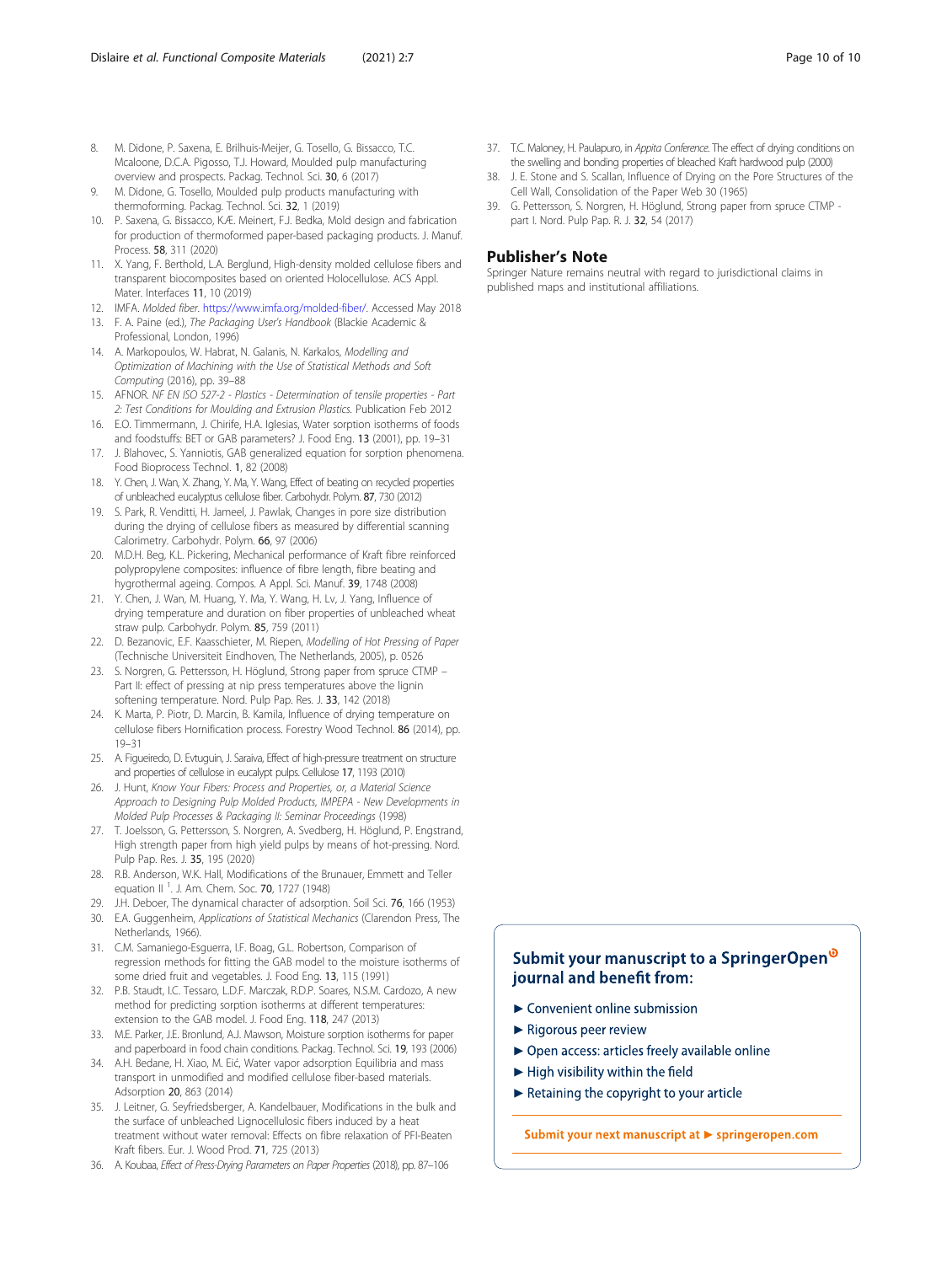8. M. Didone, P. Saxena, E. Brilhuis-Meijer, G. Tosello, G. Bissacco, T.C. Mcaloone, D.C.A. Pigosso, T.J. Howard, Moulded pulp manufacturing overview and prospects. Packag. Technol. Sci. **30**, 6 (2017)
9. M. Didone, G. Tosello, Moulded pulp products manufacturing with thermoforming. Packag. Technol. Sci. **32**, 1 (2019)
10. P. Saxena, G. Bissacco, K.Æ. Meinert, F.J. Bedka, Mold design and fabrication for production of thermoformed paper-based packaging products. J. Manuf. Process. **58**, 311 (2020)
11. X. Yang, F. Berthold, L.A. Berglund, High-density molded cellulose fibers and transparent biocomposites based on oriented Holocellulose. ACS Appl. Mater. Interfaces **11**, 10 (2019)
12. IMFA. *Molded fiber*. https://www.imfa.org/molded-fiber/. Accessed May 2018
13. F. A. Paine (ed.), *The Packaging User's Handbook* (Blackie Academic & Professional, London, 1996)
14. A. Markopoulos, W. Habrat, N. Galanis, N. Karkalos, *Modelling and Optimization of Machining with the Use of Statistical Methods and Soft Computing* (2016), pp. 39–88
15. AFNOR. *NF EN ISO 527-2 - Plastics - Determination of tensile properties - Part 2: Test Conditions for Moulding and Extrusion Plastics*. Publication Feb 2012
16. E.O. Timmermann, J. Chirife, H.A. Iglesias, Water sorption isotherms of foods and foodstuffs: BET or GAB parameters? J. Food Eng. **13** (2001), pp. 19–31
17. J. Blahovec, S. Yanniotis, GAB generalized equation for sorption phenomena. Food Bioprocess Technol. **1**, 82 (2008)
18. Y. Chen, J. Wan, X. Zhang, Y. Ma, Y. Wang, Effect of beating on recycled properties of unbleached eucalyptus cellulose fiber. Carbohydr. Polym. **87**, 730 (2012)
19. S. Park, R. Venditti, H. Jameel, J. Pawlak, Changes in pore size distribution during the drying of cellulose fibers as measured by differential scanning Calorimetry. Carbohydr. Polym. **66**, 97 (2006)
20. M.D.H. Beg, K.L. Pickering, Mechanical performance of Kraft fibre reinforced polypropylene composites: influence of fibre length, fibre beating and hygrothermal ageing. Compos. A Appl. Sci. Manuf. **39**, 1748 (2008)
21. Y. Chen, J. Wan, M. Huang, Y. Ma, Y. Wang, H. Lv, J. Yang, Influence of drying temperature and duration on fiber properties of unbleached wheat straw pulp. Carbohydr. Polym. **85**, 759 (2011)
22. D. Bezanovic, E.F. Kaasschieter, M. Riepen, *Modelling of Hot Pressing of Paper* (Technische Universiteit Eindhoven, The Netherlands, 2005), p. 0526
23. S. Norgren, G. Pettersson, H. Höglund, Strong paper from spruce CTMP – Part II: effect of pressing at nip press temperatures above the lignin softening temperature. Nord. Pulp Pap. Res. J. **33**, 142 (2018)
24. K. Marta, P. Piotr, D. Marcin, B. Kamila, Influence of drying temperature on cellulose fibers Hornification process. Forestry Wood Technol. **86** (2014), pp. 19–31
25. A. Figueiredo, D. Evtuguin, J. Saraiva, Effect of high-pressure treatment on structure and properties of cellulose in eucalypt pulps. Cellulose **17**, 1193 (2010)
26. J. Hunt, *Know Your Fibers: Process and Properties, or, a Material Science Approach to Designing Pulp Molded Products, IMPEPA - New Developments in Molded Pulp Processes & Packaging II: Seminar Proceedings* (1998)
27. T. Joelsson, G. Pettersson, S. Norgren, A. Svedberg, H. Höglund, P. Engstrand, High strength paper from high yield pulps by means of hot-pressing. Nord. Pulp Pap. Res. J. **35**, 195 (2020)
28. R.B. Anderson, W.K. Hall, Modifications of the Brunauer, Emmett and Teller equation II [1]. J. Am. Chem. Soc. **70**, 1727 (1948)
29. J.H. Deboer, The dynamical character of adsorption. Soil Sci. **76**, 166 (1953)
30. E.A. Guggenheim, *Applications of Statistical Mechanics* (Clarendon Press, The Netherlands, 1966).
31. C.M. Samaniego-Esguerra, I.F. Boag, G.L. Robertson, Comparison of regression methods for fitting the GAB model to the moisture isotherms of some dried fruit and vegetables. J. Food Eng. **13**, 115 (1991)
32. P.B. Staudt, I.C. Tessaro, L.D.F. Marczak, R.D.P. Soares, N.S.M. Cardozo, A new method for predicting sorption isotherms at different temperatures: extension to the GAB model. J. Food Eng. **118**, 247 (2013)
33. M.E. Parker, J.E. Bronlund, A.J. Mawson, Moisture sorption isotherms for paper and paperboard in food chain conditions. Packag. Technol. Sci. **19**, 193 (2006)
34. A.H. Bedane, H. Xiao, M. Eić, Water vapor adsorption Equilibria and mass transport in unmodified and modified cellulose fiber-based materials. Adsorption **20**, 863 (2014)
35. J. Leitner, G. Seyfriedsberger, A. Kandelbauer, Modifications in the bulk and the surface of unbleached Lignocellulosic fibers induced by a heat treatment without water removal: Effects on fibre relaxation of PFI-Beaten Kraft fibers. Eur. J. Wood Prod. **71**, 725 (2013)
36. A. Koubaa, *Effect of Press-Drying Parameters on Paper Properties* (2018), pp. 87–106
37. T.C. Maloney, H. Paulapuro, in *Appita Conference*. The effect of drying conditions on the swelling and bonding properties of bleached Kraft hardwood pulp (2000)
38. J. E. Stone and S. Scallan, Influence of Drying on the Pore Structures of the Cell Wall, Consolidation of the Paper Web 30 (1965)
39. G. Pettersson, S. Norgren, H. Höglund, Strong paper from spruce CTMP - part I. Nord. Pulp Pap. R. J. **32**, 54 (2017)

## Publisher's Note

Springer Nature remains neutral with regard to jurisdictional claims in published maps and institutional affiliations.

**Submit your manuscript to a SpringerOpen journal and benefit from:**

- ► Convenient online submission
- ► Rigorous peer review
- ► Open access: articles freely available online
- ► High visibility within the field
- ► Retaining the copyright to your article

**Submit your next manuscript at ► springeropen.com**